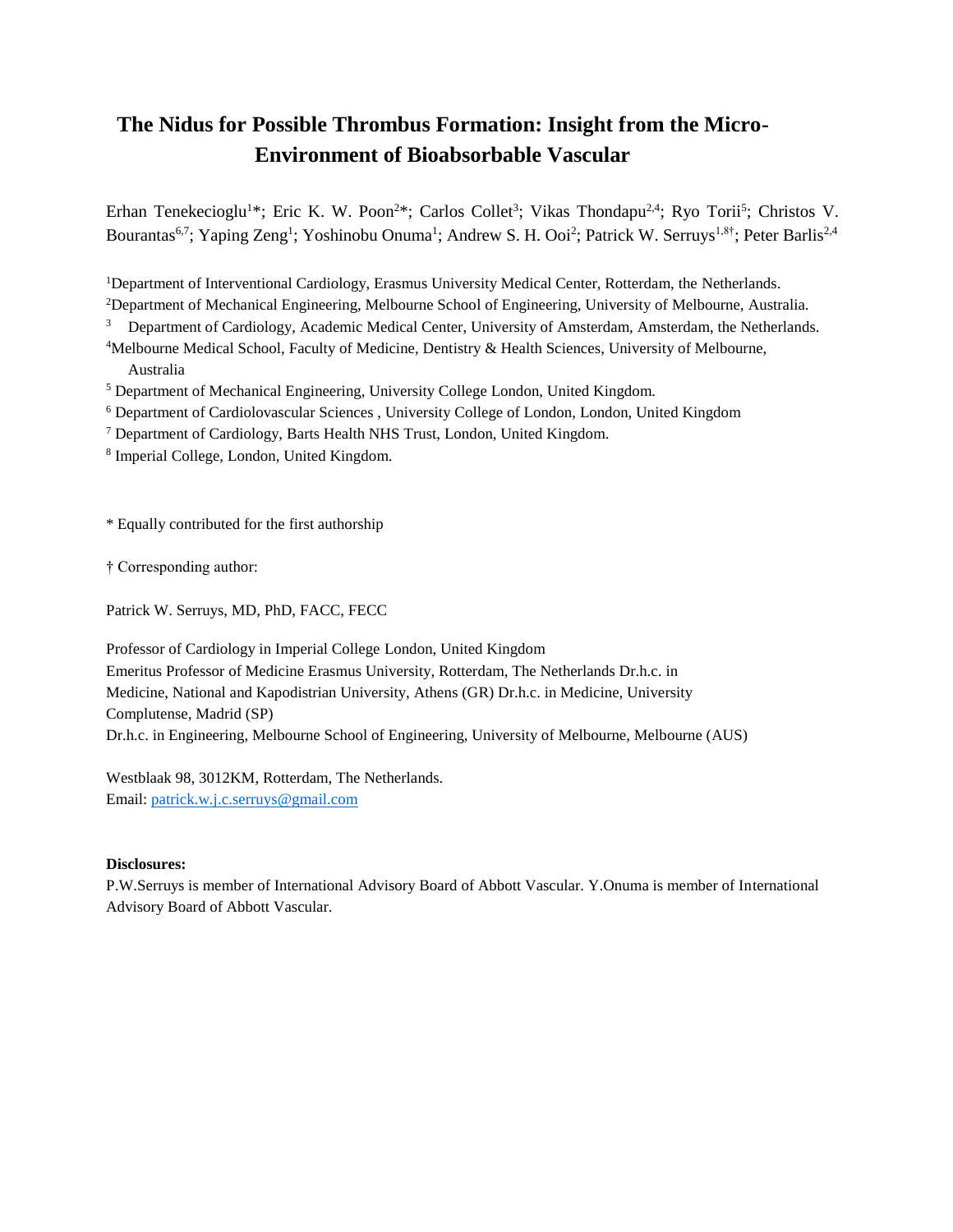# The Nidus for Possible Thrombus Formation: Insight from the Micro-Environment of Bioabsorbable Vascular

Erhan Tenekecioglu[1]*; Eric K. W. Poon[2]*; Carlos Collet[3]; Vikas Thondapu[2,4]; Ryo Torii[5]; Christos V. Bourantas[6,7]; Yaping Zeng[1]; Yoshinobu Onuma[1]; Andrew S. H. Ooi[2]; Patrick W. Serruys[1,8†]; Peter Barlis[2,4]

[1]Department of Interventional Cardiology, Erasmus University Medical Center, Rotterdam, the Netherlands.
[2]Department of Mechanical Engineering, Melbourne School of Engineering, University of Melbourne, Australia.
[3] Department of Cardiology, Academic Medical Center, University of Amsterdam, Amsterdam, the Netherlands.
[4]Melbourne Medical School, Faculty of Medicine, Dentistry & Health Sciences, University of Melbourne, Australia
[5] Department of Mechanical Engineering, University College London, United Kingdom.
[6] Department of Cardiolovascular Sciences , University College of London, London, United Kingdom
[7] Department of Cardiology, Barts Health NHS Trust, London, United Kingdom.
[8] Imperial College, London, United Kingdom.

* Equally contributed for the first authorship

† Corresponding author:

Patrick W. Serruys, MD, PhD, FACC, FECC

Professor of Cardiology in Imperial College London, United Kingdom
Emeritus Professor of Medicine Erasmus University, Rotterdam, The Netherlands Dr.h.c. in Medicine, National and Kapodistrian University, Athens (GR) Dr.h.c. in Medicine, University Complutense, Madrid (SP)
Dr.h.c. in Engineering, Melbourne School of Engineering, University of Melbourne, Melbourne (AUS)

Westblaak 98, 3012KM, Rotterdam, The Netherlands.
Email: patrick.w.j.c.serruys@gmail.com

**Disclosures:**
P.W.Serruys is member of International Advisory Board of Abbott Vascular. Y.Onuma is member of International Advisory Board of Abbott Vascular.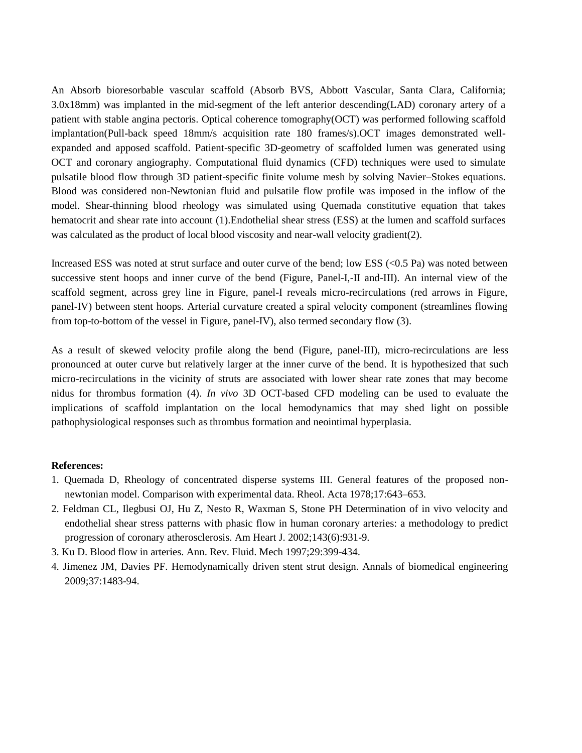An Absorb bioresorbable vascular scaffold (Absorb BVS, Abbott Vascular, Santa Clara, California; 3.0x18mm) was implanted in the mid-segment of the left anterior descending(LAD) coronary artery of a patient with stable angina pectoris. Optical coherence tomography(OCT) was performed following scaffold implantation(Pull-back speed 18mm/s acquisition rate 180 frames/s).OCT images demonstrated well-expanded and apposed scaffold. Patient-specific 3D-geometry of scaffolded lumen was generated using OCT and coronary angiography. Computational fluid dynamics (CFD) techniques were used to simulate pulsatile blood flow through 3D patient-specific finite volume mesh by solving Navier–Stokes equations. Blood was considered non-Newtonian fluid and pulsatile flow profile was imposed in the inflow of the model. Shear-thinning blood rheology was simulated using Quemada constitutive equation that takes hematocrit and shear rate into account (1).Endothelial shear stress (ESS) at the lumen and scaffold surfaces was calculated as the product of local blood viscosity and near-wall velocity gradient(2).

Increased ESS was noted at strut surface and outer curve of the bend; low ESS (<0.5 Pa) was noted between successive stent hoops and inner curve of the bend (Figure, Panel-I,-II and-III). An internal view of the scaffold segment, across grey line in Figure, panel-I reveals micro-recirculations (red arrows in Figure, panel-IV) between stent hoops. Arterial curvature created a spiral velocity component (streamlines flowing from top-to-bottom of the vessel in Figure, panel-IV), also termed secondary flow (3).

As a result of skewed velocity profile along the bend (Figure, panel-III), micro-recirculations are less pronounced at outer curve but relatively larger at the inner curve of the bend. It is hypothesized that such micro-recirculations in the vicinity of struts are associated with lower shear rate zones that may become nidus for thrombus formation (4). *In vivo* 3D OCT-based CFD modeling can be used to evaluate the implications of scaffold implantation on the local hemodynamics that may shed light on possible pathophysiological responses such as thrombus formation and neointimal hyperplasia.

**References:**

1. Quemada D, Rheology of concentrated disperse systems III. General features of the proposed non-newtonian model. Comparison with experimental data. Rheol. Acta 1978;17:643–653.
2. Feldman CL, Ilegbusi OJ, Hu Z, Nesto R, Waxman S, Stone PH Determination of in vivo velocity and endothelial shear stress patterns with phasic flow in human coronary arteries: a methodology to predict progression of coronary atherosclerosis. Am Heart J. 2002;143(6):931-9.
3. Ku D. Blood flow in arteries. Ann. Rev. Fluid. Mech 1997;29:399-434.
4. Jimenez JM, Davies PF. Hemodynamically driven stent strut design. Annals of biomedical engineering 2009;37:1483-94.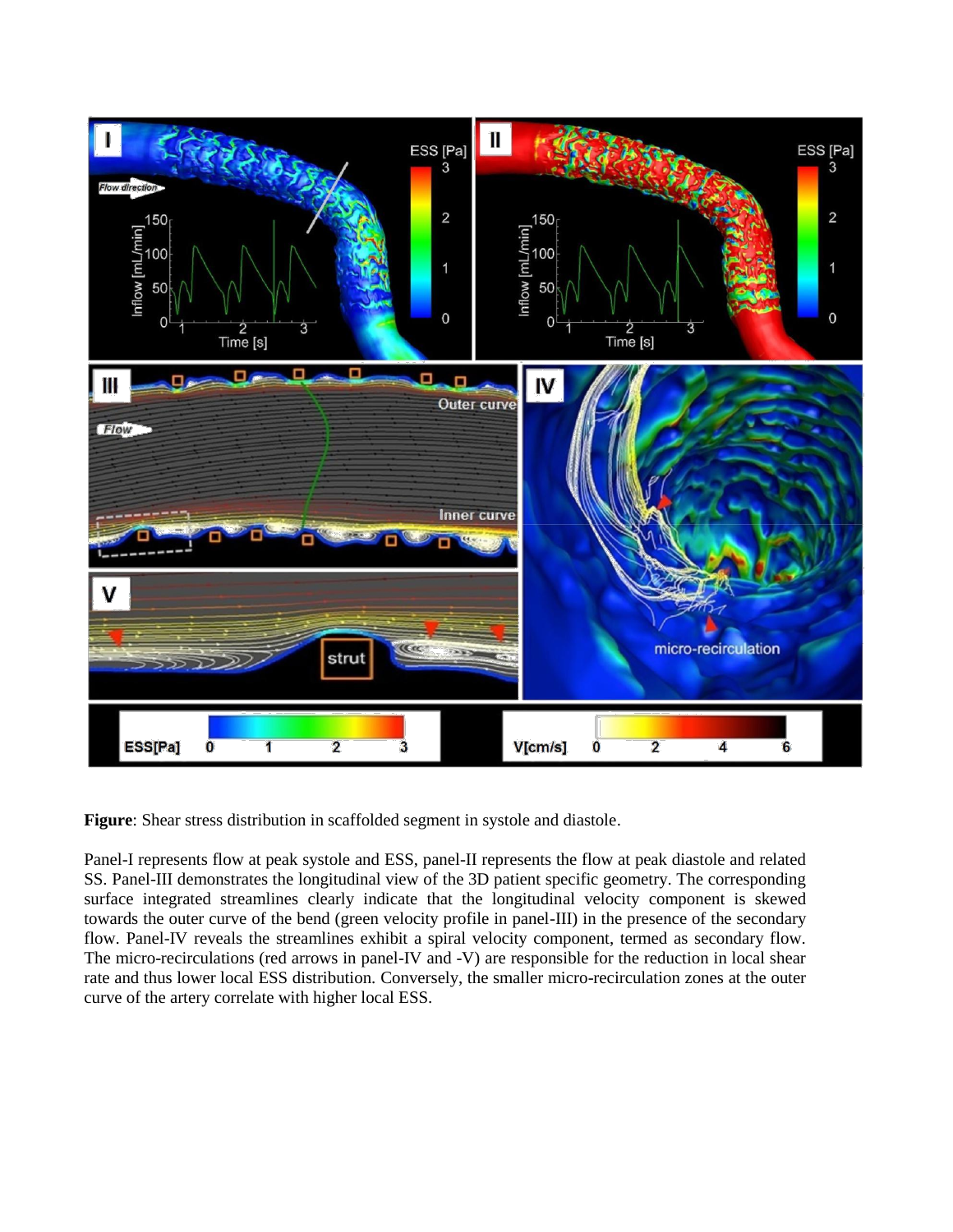I

Flow direction

ESS [Pa]

3

2

1

0

Inflow [mL/min]

150

100

50

0

1

2

3

Time [s]

II

ESS [Pa]

3

2

1

0

Inflow [mL/min]

150

100

50

0

1

2

3

Time [s]

III

Flow

Outer curve

Inner curve

IV

micro-recirculation

V

strut

ESS[Pa] 0 1 2 3

V[cm/s] 0 2 4 6

**Figure**: Shear stress distribution in scaffolded segment in systole and diastole.

Panel-I represents flow at peak systole and ESS, panel-II represents the flow at peak diastole and related SS. Panel-III demonstrates the longitudinal view of the 3D patient specific geometry. The corresponding surface integrated streamlines clearly indicate that the longitudinal velocity component is skewed towards the outer curve of the bend (green velocity profile in panel-III) in the presence of the secondary flow. Panel-IV reveals the streamlines exhibit a spiral velocity component, termed as secondary flow. The micro-recirculations (red arrows in panel-IV and -V) are responsible for the reduction in local shear rate and thus lower local ESS distribution. Conversely, the smaller micro-recirculation zones at the outer curve of the artery correlate with higher local ESS.